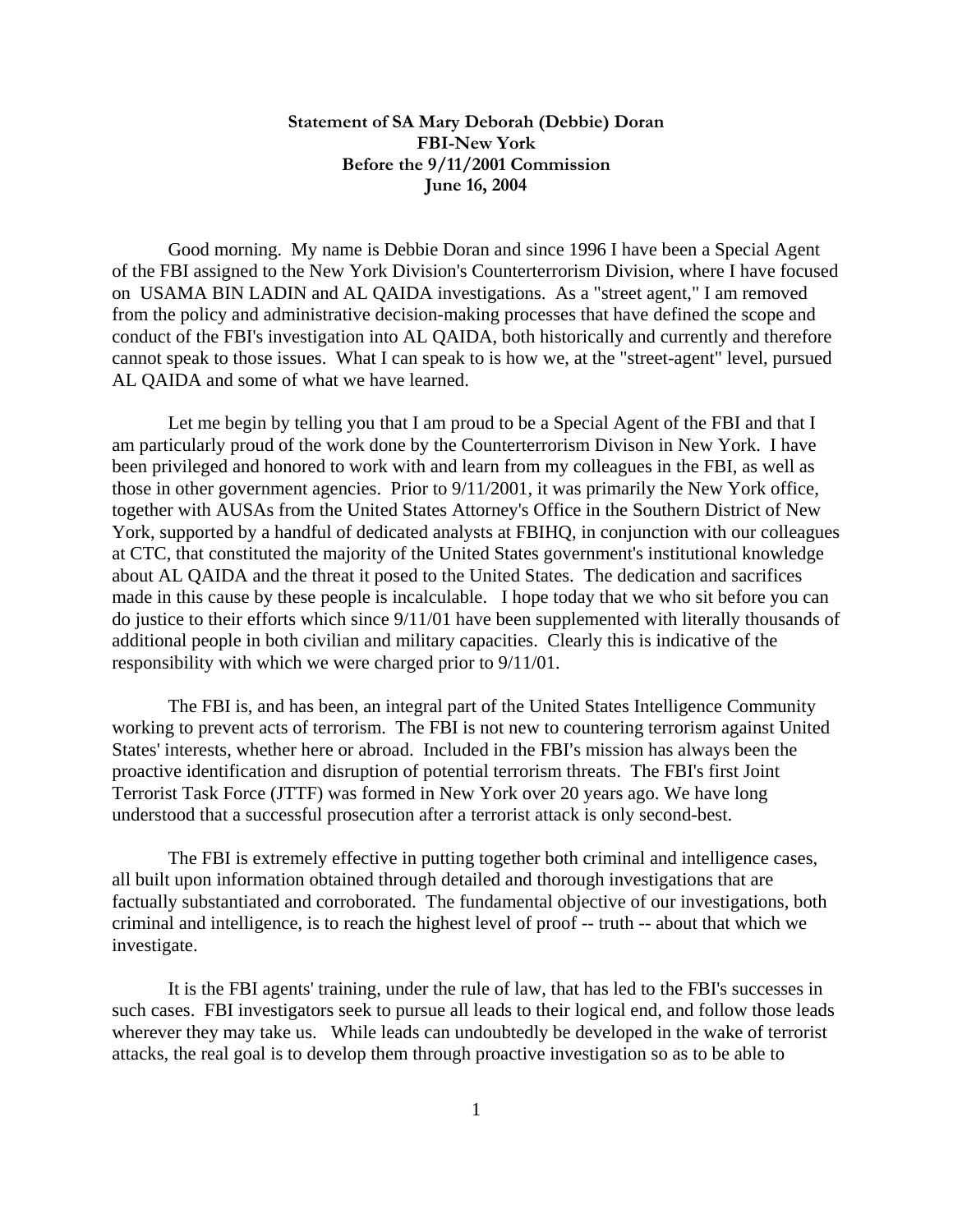**Statement of SA Mary Deborah (Debbie) Doran**
**FBI-New York**
**Before the 9/11/2001 Commission**
**June 16, 2004**

Good morning. My name is Debbie Doran and since 1996 I have been a Special Agent of the FBI assigned to the New York Division's Counterterrorism Division, where I have focused on USAMA BIN LADIN and AL QAIDA investigations. As a "street agent," I am removed from the policy and administrative decision-making processes that have defined the scope and conduct of the FBI's investigation into AL QAIDA, both historically and currently and therefore cannot speak to those issues. What I can speak to is how we, at the "street-agent" level, pursued AL QAIDA and some of what we have learned.

Let me begin by telling you that I am proud to be a Special Agent of the FBI and that I am particularly proud of the work done by the Counterterrorism Divison in New York. I have been privileged and honored to work with and learn from my colleagues in the FBI, as well as those in other government agencies. Prior to 9/11/2001, it was primarily the New York office, together with AUSAs from the United States Attorney's Office in the Southern District of New York, supported by a handful of dedicated analysts at FBIHQ, in conjunction with our colleagues at CTC, that constituted the majority of the United States government's institutional knowledge about AL QAIDA and the threat it posed to the United States. The dedication and sacrifices made in this cause by these people is incalculable. I hope today that we who sit before you can do justice to their efforts which since 9/11/01 have been supplemented with literally thousands of additional people in both civilian and military capacities. Clearly this is indicative of the responsibility with which we were charged prior to 9/11/01.

The FBI is, and has been, an integral part of the United States Intelligence Community working to prevent acts of terrorism. The FBI is not new to countering terrorism against United States' interests, whether here or abroad. Included in the FBI's mission has always been the proactive identification and disruption of potential terrorism threats. The FBI's first Joint Terrorist Task Force (JTTF) was formed in New York over 20 years ago. We have long understood that a successful prosecution after a terrorist attack is only second-best.

The FBI is extremely effective in putting together both criminal and intelligence cases, all built upon information obtained through detailed and thorough investigations that are factually substantiated and corroborated. The fundamental objective of our investigations, both criminal and intelligence, is to reach the highest level of proof -- truth -- about that which we investigate.

It is the FBI agents' training, under the rule of law, that has led to the FBI's successes in such cases. FBI investigators seek to pursue all leads to their logical end, and follow those leads wherever they may take us. While leads can undoubtedly be developed in the wake of terrorist attacks, the real goal is to develop them through proactive investigation so as to be able to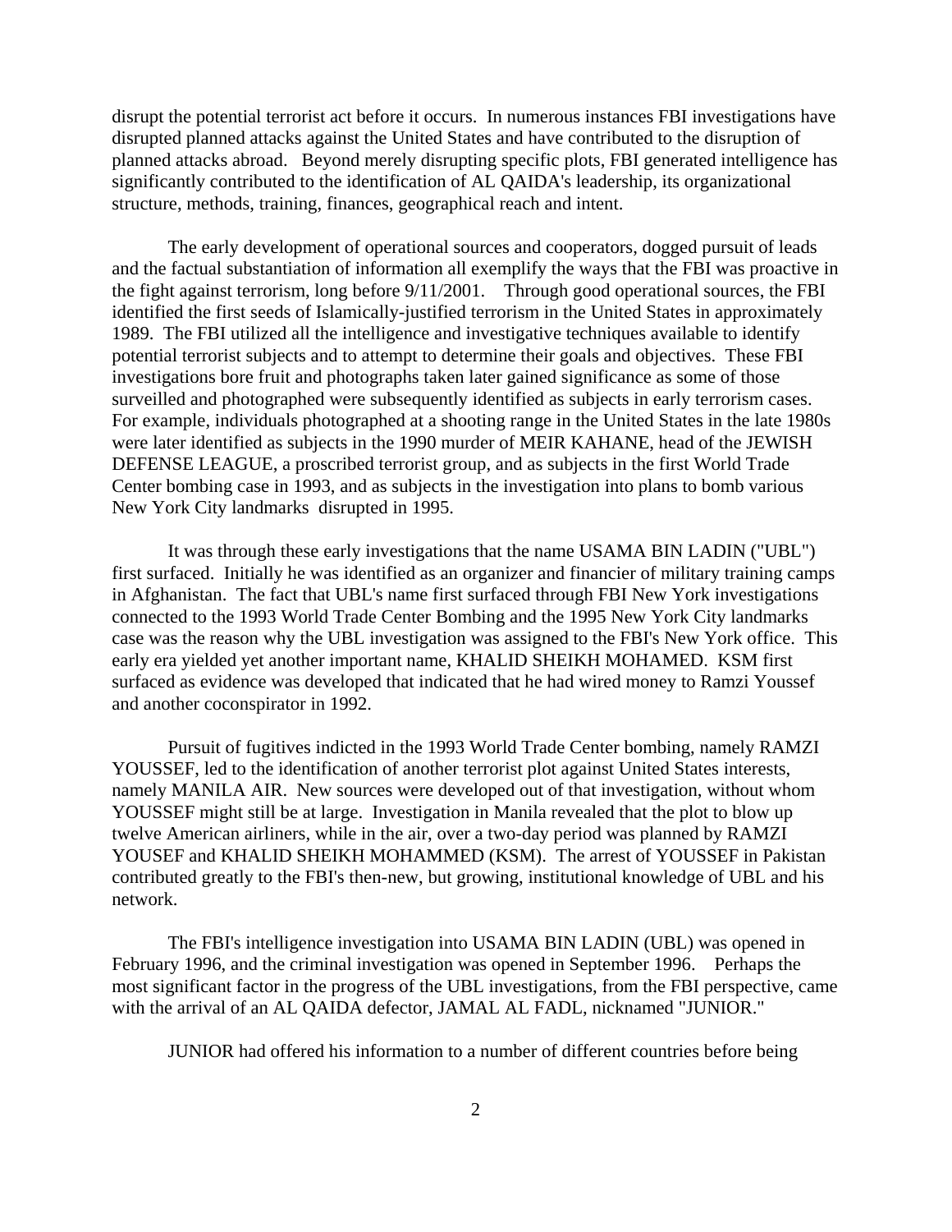disrupt the potential terrorist act before it occurs. In numerous instances FBI investigations have disrupted planned attacks against the United States and have contributed to the disruption of planned attacks abroad. Beyond merely disrupting specific plots, FBI generated intelligence has significantly contributed to the identification of AL QAIDA's leadership, its organizational structure, methods, training, finances, geographical reach and intent.

The early development of operational sources and cooperators, dogged pursuit of leads and the factual substantiation of information all exemplify the ways that the FBI was proactive in the fight against terrorism, long before 9/11/2001. Through good operational sources, the FBI identified the first seeds of Islamically-justified terrorism in the United States in approximately 1989. The FBI utilized all the intelligence and investigative techniques available to identify potential terrorist subjects and to attempt to determine their goals and objectives. These FBI investigations bore fruit and photographs taken later gained significance as some of those surveilled and photographed were subsequently identified as subjects in early terrorism cases. For example, individuals photographed at a shooting range in the United States in the late 1980s were later identified as subjects in the 1990 murder of MEIR KAHANE, head of the JEWISH DEFENSE LEAGUE, a proscribed terrorist group, and as subjects in the first World Trade Center bombing case in 1993, and as subjects in the investigation into plans to bomb various New York City landmarks disrupted in 1995.

It was through these early investigations that the name USAMA BIN LADIN ("UBL") first surfaced. Initially he was identified as an organizer and financier of military training camps in Afghanistan. The fact that UBL's name first surfaced through FBI New York investigations connected to the 1993 World Trade Center Bombing and the 1995 New York City landmarks case was the reason why the UBL investigation was assigned to the FBI's New York office. This early era yielded yet another important name, KHALID SHEIKH MOHAMED. KSM first surfaced as evidence was developed that indicated that he had wired money to Ramzi Youssef and another coconspirator in 1992.

Pursuit of fugitives indicted in the 1993 World Trade Center bombing, namely RAMZI YOUSSEF, led to the identification of another terrorist plot against United States interests, namely MANILA AIR. New sources were developed out of that investigation, without whom YOUSSEF might still be at large. Investigation in Manila revealed that the plot to blow up twelve American airliners, while in the air, over a two-day period was planned by RAMZI YOUSEF and KHALID SHEIKH MOHAMMED (KSM). The arrest of YOUSSEF in Pakistan contributed greatly to the FBI's then-new, but growing, institutional knowledge of UBL and his network.

The FBI's intelligence investigation into USAMA BIN LADIN (UBL) was opened in February 1996, and the criminal investigation was opened in September 1996. Perhaps the most significant factor in the progress of the UBL investigations, from the FBI perspective, came with the arrival of an AL QAIDA defector, JAMAL AL FADL, nicknamed "JUNIOR."

JUNIOR had offered his information to a number of different countries before being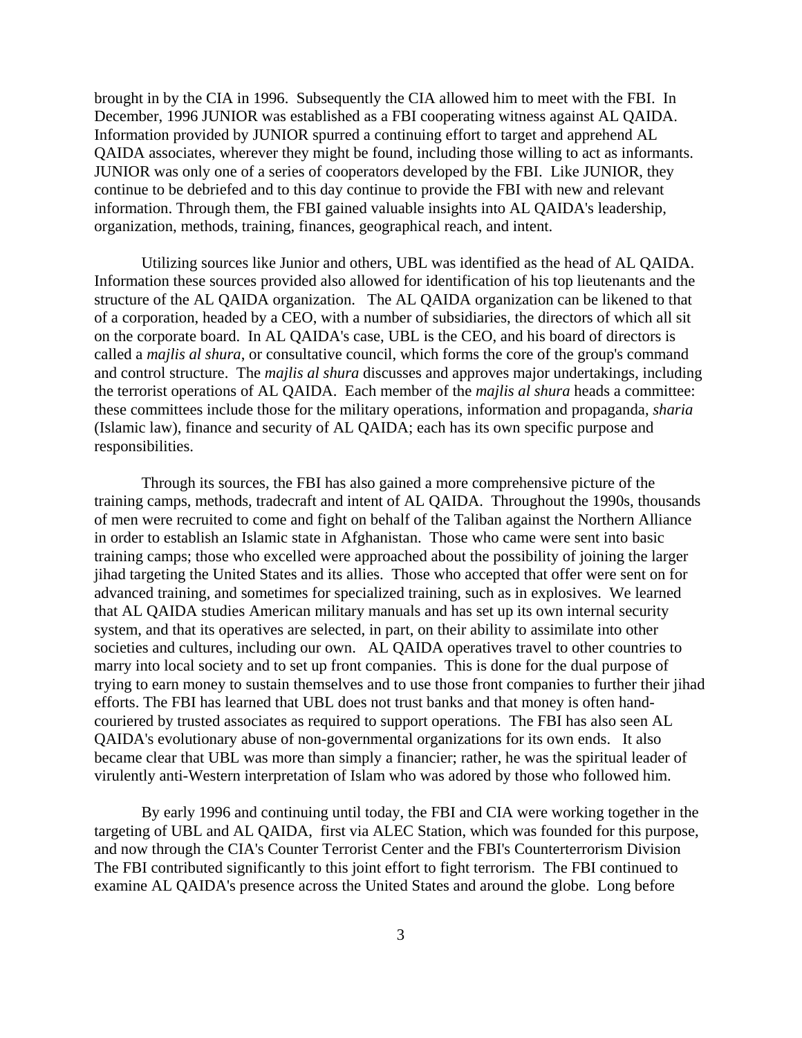brought in by the CIA in 1996. Subsequently the CIA allowed him to meet with the FBI. In December, 1996 JUNIOR was established as a FBI cooperating witness against AL QAIDA. Information provided by JUNIOR spurred a continuing effort to target and apprehend AL QAIDA associates, wherever they might be found, including those willing to act as informants. JUNIOR was only one of a series of cooperators developed by the FBI. Like JUNIOR, they continue to be debriefed and to this day continue to provide the FBI with new and relevant information. Through them, the FBI gained valuable insights into AL QAIDA's leadership, organization, methods, training, finances, geographical reach, and intent.

Utilizing sources like Junior and others, UBL was identified as the head of AL QAIDA. Information these sources provided also allowed for identification of his top lieutenants and the structure of the AL QAIDA organization. The AL QAIDA organization can be likened to that of a corporation, headed by a CEO, with a number of subsidiaries, the directors of which all sit on the corporate board. In AL QAIDA's case, UBL is the CEO, and his board of directors is called a *majlis al shura*, or consultative council, which forms the core of the group's command and control structure. The *majlis al shura* discusses and approves major undertakings, including the terrorist operations of AL QAIDA. Each member of the *majlis al shura* heads a committee: these committees include those for the military operations, information and propaganda, *sharia* (Islamic law), finance and security of AL QAIDA; each has its own specific purpose and responsibilities.

Through its sources, the FBI has also gained a more comprehensive picture of the training camps, methods, tradecraft and intent of AL QAIDA. Throughout the 1990s, thousands of men were recruited to come and fight on behalf of the Taliban against the Northern Alliance in order to establish an Islamic state in Afghanistan. Those who came were sent into basic training camps; those who excelled were approached about the possibility of joining the larger jihad targeting the United States and its allies. Those who accepted that offer were sent on for advanced training, and sometimes for specialized training, such as in explosives. We learned that AL QAIDA studies American military manuals and has set up its own internal security system, and that its operatives are selected, in part, on their ability to assimilate into other societies and cultures, including our own. AL QAIDA operatives travel to other countries to marry into local society and to set up front companies. This is done for the dual purpose of trying to earn money to sustain themselves and to use those front companies to further their jihad efforts. The FBI has learned that UBL does not trust banks and that money is often hand-couriered by trusted associates as required to support operations. The FBI has also seen AL QAIDA's evolutionary abuse of non-governmental organizations for its own ends. It also became clear that UBL was more than simply a financier; rather, he was the spiritual leader of virulently anti-Western interpretation of Islam who was adored by those who followed him.

By early 1996 and continuing until today, the FBI and CIA were working together in the targeting of UBL and AL QAIDA, first via ALEC Station, which was founded for this purpose, and now through the CIA's Counter Terrorist Center and the FBI's Counterterrorism Division The FBI contributed significantly to this joint effort to fight terrorism. The FBI continued to examine AL QAIDA's presence across the United States and around the globe. Long before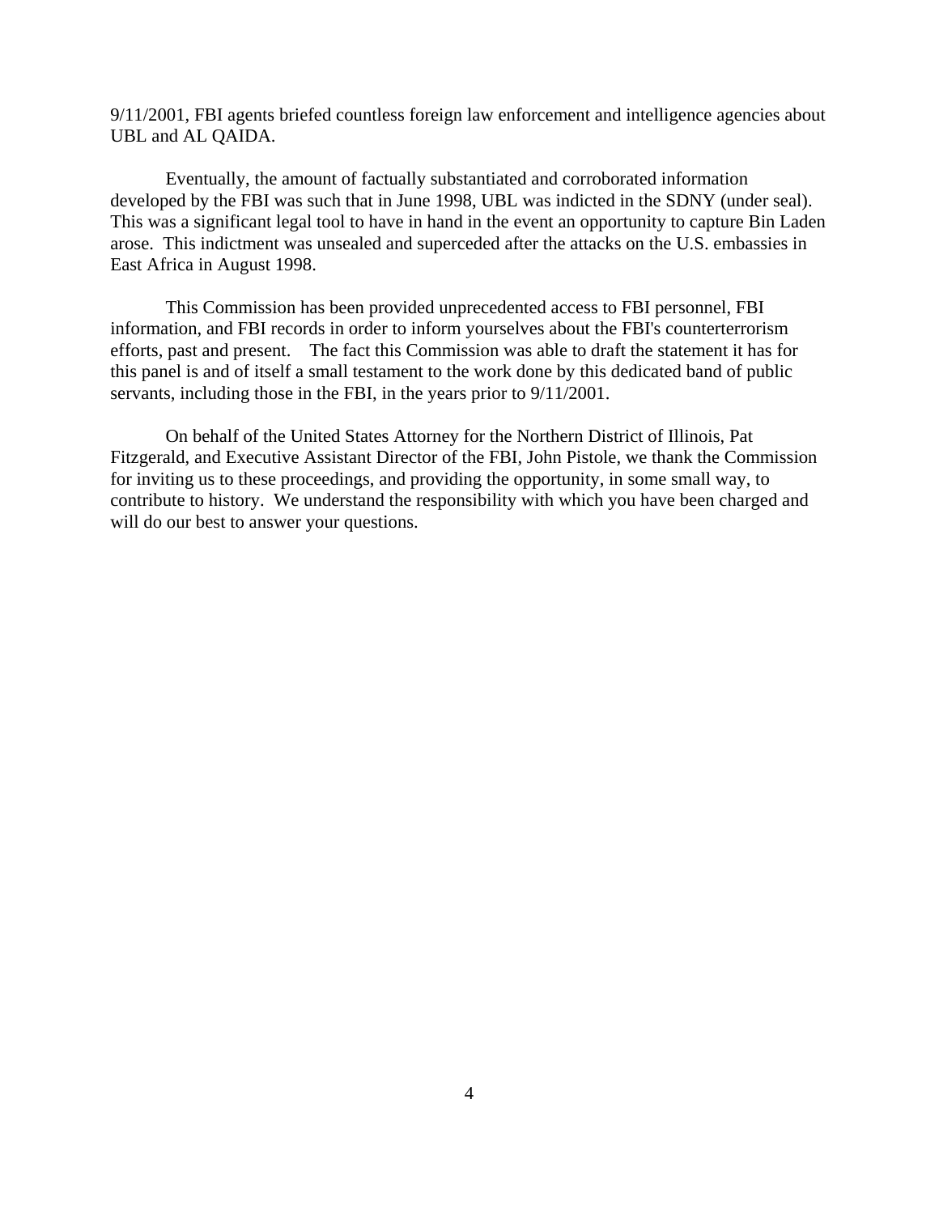9/11/2001, FBI agents briefed countless foreign law enforcement and intelligence agencies about UBL and AL QAIDA.

Eventually, the amount of factually substantiated and corroborated information developed by the FBI was such that in June 1998, UBL was indicted in the SDNY (under seal). This was a significant legal tool to have in hand in the event an opportunity to capture Bin Laden arose. This indictment was unsealed and superceded after the attacks on the U.S. embassies in East Africa in August 1998.

This Commission has been provided unprecedented access to FBI personnel, FBI information, and FBI records in order to inform yourselves about the FBI's counterterrorism efforts, past and present. The fact this Commission was able to draft the statement it has for this panel is and of itself a small testament to the work done by this dedicated band of public servants, including those in the FBI, in the years prior to 9/11/2001.

On behalf of the United States Attorney for the Northern District of Illinois, Pat Fitzgerald, and Executive Assistant Director of the FBI, John Pistole, we thank the Commission for inviting us to these proceedings, and providing the opportunity, in some small way, to contribute to history. We understand the responsibility with which you have been charged and will do our best to answer your questions.